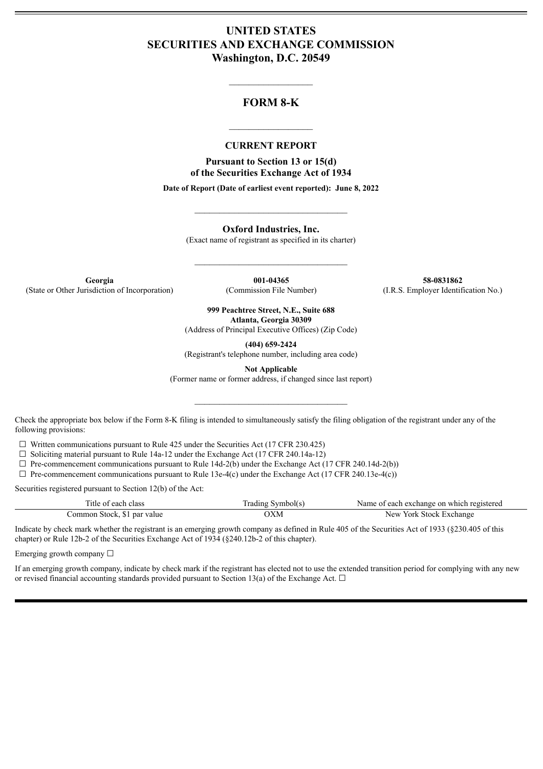# UNITED STATES
# SECURITIES AND EXCHANGE COMMISSION
**Washington, D.C. 20549**

---

## FORM 8-K

---

**CURRENT REPORT**

**Pursuant to Section 13 or 15(d)**
**of the Securities Exchange Act of 1934**

**Date of Report (Date of earliest event reported): June 8, 2022**

---

**Oxford Industries, Inc.**
(Exact name of registrant as specified in its charter)

---

| **Georgia** | **001-04365** | **58-0831862** |
|---|---|---|
| (State or Other Jurisdiction of Incorporation) | (Commission File Number) | (I.R.S. Employer Identification No.) |

**999 Peachtree Street, N.E., Suite 688**
**Atlanta, Georgia 30309**
(Address of Principal Executive Offices) (Zip Code)

**(404) 659-2424**
(Registrant's telephone number, including area code)

**Not Applicable**
(Former name or former address, if changed since last report)

---

Check the appropriate box below if the Form 8-K filing is intended to simultaneously satisfy the filing obligation of the registrant under any of the following provisions:

☐ Written communications pursuant to Rule 425 under the Securities Act (17 CFR 230.425)
☐ Soliciting material pursuant to Rule 14a-12 under the Exchange Act (17 CFR 240.14a-12)
☐ Pre-commencement communications pursuant to Rule 14d-2(b) under the Exchange Act (17 CFR 240.14d-2(b))
☐ Pre-commencement communications pursuant to Rule 13e-4(c) under the Exchange Act (17 CFR 240.13e-4(c))

Securities registered pursuant to Section 12(b) of the Act:

| Title of each class | Trading Symbol(s) | Name of each exchange on which registered |
|---|---|---|
| Common Stock, $1 par value | OXM | New York Stock Exchange |

Indicate by check mark whether the registrant is an emerging growth company as defined in Rule 405 of the Securities Act of 1933 (§230.405 of this chapter) or Rule 12b-2 of the Securities Exchange Act of 1934 (§240.12b-2 of this chapter).

Emerging growth company ☐

If an emerging growth company, indicate by check mark if the registrant has elected not to use the extended transition period for complying with any new or revised financial accounting standards provided pursuant to Section 13(a) of the Exchange Act. ☐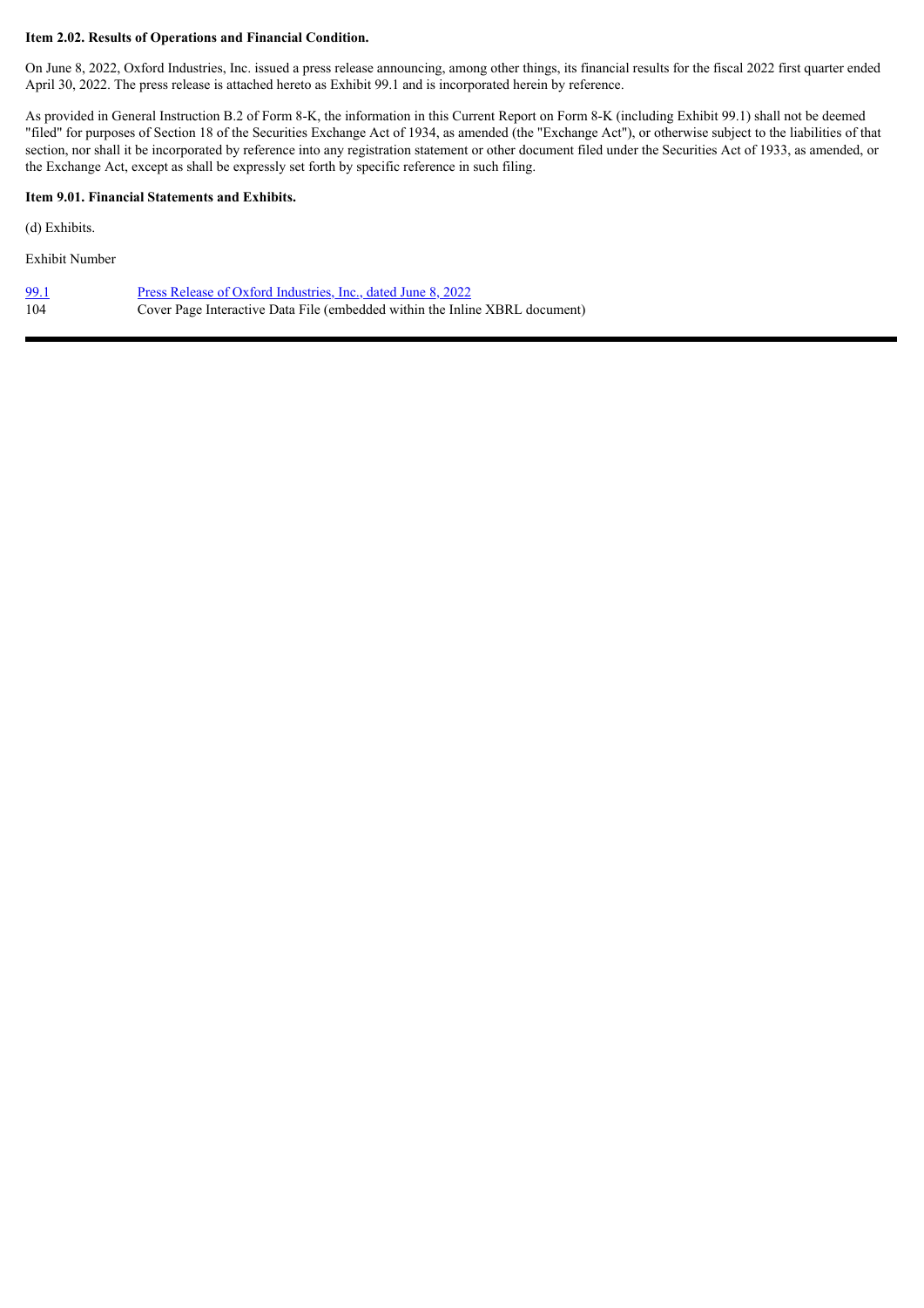**Item 2.02. Results of Operations and Financial Condition.**

On June 8, 2022, Oxford Industries, Inc. issued a press release announcing, among other things, its financial results for the fiscal 2022 first quarter ended April 30, 2022. The press release is attached hereto as Exhibit 99.1 and is incorporated herein by reference.

As provided in General Instruction B.2 of Form 8-K, the information in this Current Report on Form 8-K (including Exhibit 99.1) shall not be deemed "filed" for purposes of Section 18 of the Securities Exchange Act of 1934, as amended (the "Exchange Act"), or otherwise subject to the liabilities of that section, nor shall it be incorporated by reference into any registration statement or other document filed under the Securities Act of 1933, as amended, or the Exchange Act, except as shall be expressly set forth by specific reference in such filing.

**Item 9.01. Financial Statements and Exhibits.**

(d) Exhibits.

| Exhibit Number | |
|---|---|
| 99.1 | Press Release of Oxford Industries, Inc., dated June 8, 2022 |
| 104 | Cover Page Interactive Data File (embedded within the Inline XBRL document) |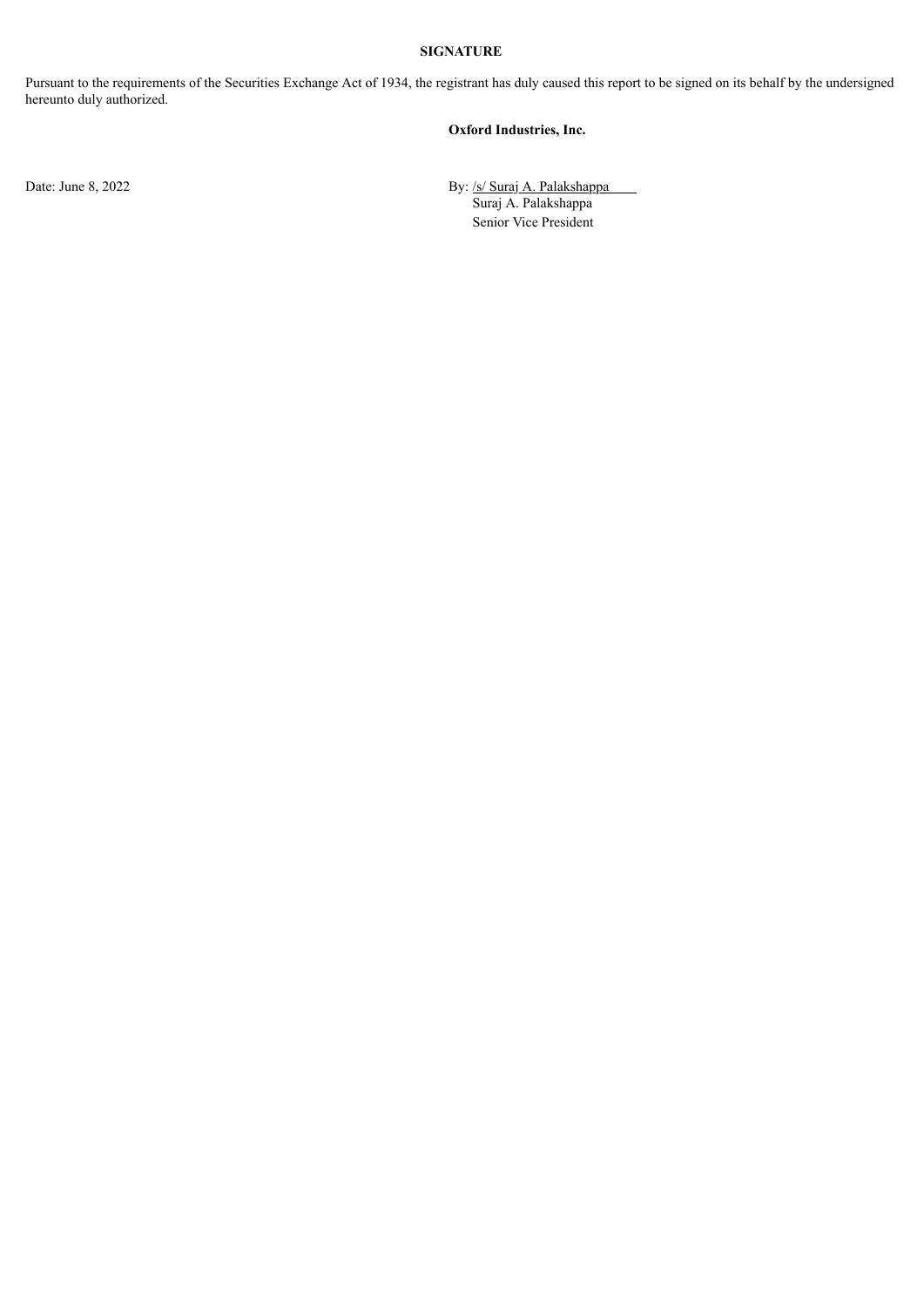**SIGNATURE**

Pursuant to the requirements of the Securities Exchange Act of 1934, the registrant has duly caused this report to be signed on its behalf by the undersigned hereunto duly authorized.

**Oxford Industries, Inc.**

Date: June 8, 2022

By: /s/ Suraj A. Palakshappa
Suraj A. Palakshappa
Senior Vice President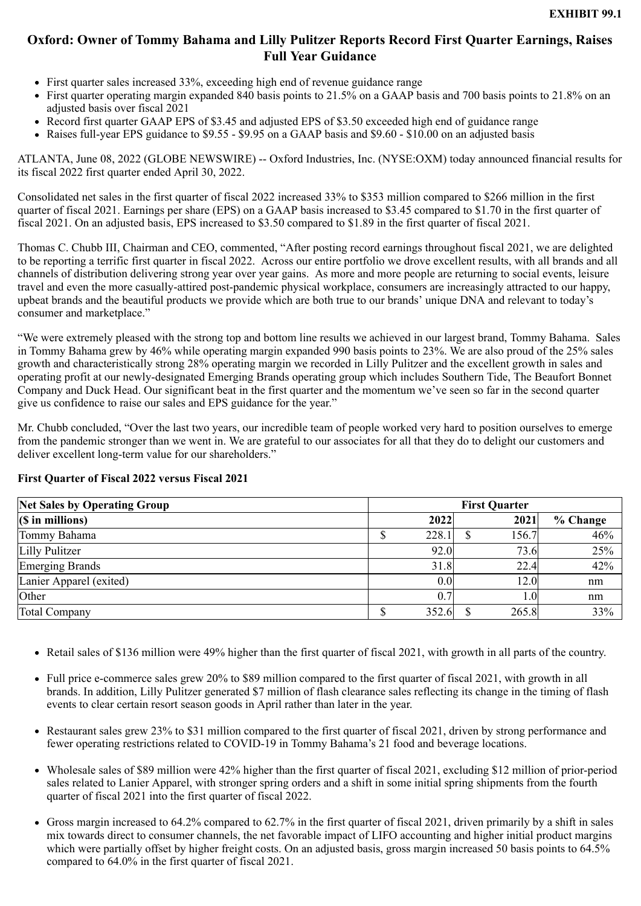**EXHIBIT 99.1**

# Oxford: Owner of Tommy Bahama and Lilly Pulitzer Reports Record First Quarter Earnings, Raises Full Year Guidance

- First quarter sales increased 33%, exceeding high end of revenue guidance range
- First quarter operating margin expanded 840 basis points to 21.5% on a GAAP basis and 700 basis points to 21.8% on an adjusted basis over fiscal 2021
- Record first quarter GAAP EPS of $3.45 and adjusted EPS of $3.50 exceeded high end of guidance range
- Raises full-year EPS guidance to $9.55 - $9.95 on a GAAP basis and $9.60 - $10.00 on an adjusted basis

ATLANTA, June 08, 2022 (GLOBE NEWSWIRE) -- Oxford Industries, Inc. (NYSE:OXM) today announced financial results for its fiscal 2022 first quarter ended April 30, 2022.

Consolidated net sales in the first quarter of fiscal 2022 increased 33% to $353 million compared to $266 million in the first quarter of fiscal 2021. Earnings per share (EPS) on a GAAP basis increased to $3.45 compared to $1.70 in the first quarter of fiscal 2021. On an adjusted basis, EPS increased to $3.50 compared to $1.89 in the first quarter of fiscal 2021.

Thomas C. Chubb III, Chairman and CEO, commented, "After posting record earnings throughout fiscal 2021, we are delighted to be reporting a terrific first quarter in fiscal 2022. Across our entire portfolio we drove excellent results, with all brands and all channels of distribution delivering strong year over year gains. As more and more people are returning to social events, leisure travel and even the more casually-attired post-pandemic physical workplace, consumers are increasingly attracted to our happy, upbeat brands and the beautiful products we provide which are both true to our brands' unique DNA and relevant to today's consumer and marketplace."

"We were extremely pleased with the strong top and bottom line results we achieved in our largest brand, Tommy Bahama. Sales in Tommy Bahama grew by 46% while operating margin expanded 990 basis points to 23%. We are also proud of the 25% sales growth and characteristically strong 28% operating margin we recorded in Lilly Pulitzer and the excellent growth in sales and operating profit at our newly-designated Emerging Brands operating group which includes Southern Tide, The Beaufort Bonnet Company and Duck Head. Our significant beat in the first quarter and the momentum we've seen so far in the second quarter give us confidence to raise our sales and EPS guidance for the year."

Mr. Chubb concluded, "Over the last two years, our incredible team of people worked very hard to position ourselves to emerge from the pandemic stronger than we went in. We are grateful to our associates for all that they do to delight our customers and deliver excellent long-term value for our shareholders."

### First Quarter of Fiscal 2022 versus Fiscal 2021

| Net Sales by Operating Group | First Quarter | | |
|---|---|---|---|
| ($ in millions) | 2022 | 2021 | % Change |
| Tommy Bahama | $ 228.1 | $ 156.7 | 46% |
| Lilly Pulitzer | 92.0 | 73.6 | 25% |
| Emerging Brands | 31.8 | 22.4 | 42% |
| Lanier Apparel (exited) | 0.0 | 12.0 | nm |
| Other | 0.7 | 1.0 | nm |
| Total Company | $ 352.6 | $ 265.8 | 33% |

- Retail sales of $136 million were 49% higher than the first quarter of fiscal 2021, with growth in all parts of the country.
- Full price e-commerce sales grew 20% to $89 million compared to the first quarter of fiscal 2021, with growth in all brands. In addition, Lilly Pulitzer generated $7 million of flash clearance sales reflecting its change in the timing of flash events to clear certain resort season goods in April rather than later in the year.
- Restaurant sales grew 23% to $31 million compared to the first quarter of fiscal 2021, driven by strong performance and fewer operating restrictions related to COVID-19 in Tommy Bahama's 21 food and beverage locations.
- Wholesale sales of $89 million were 42% higher than the first quarter of fiscal 2021, excluding $12 million of prior-period sales related to Lanier Apparel, with stronger spring orders and a shift in some initial spring shipments from the fourth quarter of fiscal 2021 into the first quarter of fiscal 2022.
- Gross margin increased to 64.2% compared to 62.7% in the first quarter of fiscal 2021, driven primarily by a shift in sales mix towards direct to consumer channels, the net favorable impact of LIFO accounting and higher initial product margins which were partially offset by higher freight costs. On an adjusted basis, gross margin increased 50 basis points to 64.5% compared to 64.0% in the first quarter of fiscal 2021.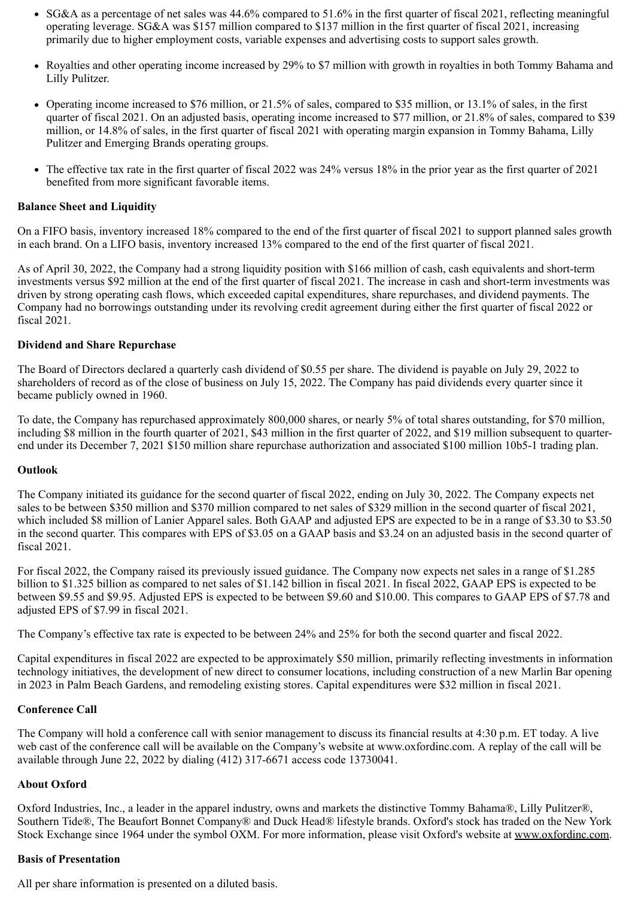- SG&A as a percentage of net sales was 44.6% compared to 51.6% in the first quarter of fiscal 2021, reflecting meaningful operating leverage. SG&A was $157 million compared to $137 million in the first quarter of fiscal 2021, increasing primarily due to higher employment costs, variable expenses and advertising costs to support sales growth.

- Royalties and other operating income increased by 29% to $7 million with growth in royalties in both Tommy Bahama and Lilly Pulitzer.

- Operating income increased to $76 million, or 21.5% of sales, compared to $35 million, or 13.1% of sales, in the first quarter of fiscal 2021. On an adjusted basis, operating income increased to $77 million, or 21.8% of sales, compared to $39 million, or 14.8% of sales, in the first quarter of fiscal 2021 with operating margin expansion in Tommy Bahama, Lilly Pulitzer and Emerging Brands operating groups.

- The effective tax rate in the first quarter of fiscal 2022 was 24% versus 18% in the prior year as the first quarter of 2021 benefited from more significant favorable items.

**Balance Sheet and Liquidity**

On a FIFO basis, inventory increased 18% compared to the end of the first quarter of fiscal 2021 to support planned sales growth in each brand. On a LIFO basis, inventory increased 13% compared to the end of the first quarter of fiscal 2021.

As of April 30, 2022, the Company had a strong liquidity position with $166 million of cash, cash equivalents and short-term investments versus $92 million at the end of the first quarter of fiscal 2021. The increase in cash and short-term investments was driven by strong operating cash flows, which exceeded capital expenditures, share repurchases, and dividend payments. The Company had no borrowings outstanding under its revolving credit agreement during either the first quarter of fiscal 2022 or fiscal 2021.

**Dividend and Share Repurchase**

The Board of Directors declared a quarterly cash dividend of $0.55 per share. The dividend is payable on July 29, 2022 to shareholders of record as of the close of business on July 15, 2022. The Company has paid dividends every quarter since it became publicly owned in 1960.

To date, the Company has repurchased approximately 800,000 shares, or nearly 5% of total shares outstanding, for $70 million, including $8 million in the fourth quarter of 2021, $43 million in the first quarter of 2022, and $19 million subsequent to quarter-end under its December 7, 2021 $150 million share repurchase authorization and associated $100 million 10b5-1 trading plan.

**Outlook**

The Company initiated its guidance for the second quarter of fiscal 2022, ending on July 30, 2022. The Company expects net sales to be between $350 million and $370 million compared to net sales of $329 million in the second quarter of fiscal 2021, which included $8 million of Lanier Apparel sales. Both GAAP and adjusted EPS are expected to be in a range of $3.30 to $3.50 in the second quarter. This compares with EPS of $3.05 on a GAAP basis and $3.24 on an adjusted basis in the second quarter of fiscal 2021.

For fiscal 2022, the Company raised its previously issued guidance. The Company now expects net sales in a range of $1.285 billion to $1.325 billion as compared to net sales of $1.142 billion in fiscal 2021. In fiscal 2022, GAAP EPS is expected to be between $9.55 and $9.95. Adjusted EPS is expected to be between $9.60 and $10.00. This compares to GAAP EPS of $7.78 and adjusted EPS of $7.99 in fiscal 2021.

The Company's effective tax rate is expected to be between 24% and 25% for both the second quarter and fiscal 2022.

Capital expenditures in fiscal 2022 are expected to be approximately $50 million, primarily reflecting investments in information technology initiatives, the development of new direct to consumer locations, including construction of a new Marlin Bar opening in 2023 in Palm Beach Gardens, and remodeling existing stores. Capital expenditures were $32 million in fiscal 2021.

**Conference Call**

The Company will hold a conference call with senior management to discuss its financial results at 4:30 p.m. ET today. A live web cast of the conference call will be available on the Company's website at www.oxfordinc.com. A replay of the call will be available through June 22, 2022 by dialing (412) 317-6671 access code 13730041.

**About Oxford**

Oxford Industries, Inc., a leader in the apparel industry, owns and markets the distinctive Tommy Bahama®, Lilly Pulitzer®, Southern Tide®, The Beaufort Bonnet Company® and Duck Head® lifestyle brands. Oxford's stock has traded on the New York Stock Exchange since 1964 under the symbol OXM. For more information, please visit Oxford's website at www.oxfordinc.com.

**Basis of Presentation**

All per share information is presented on a diluted basis.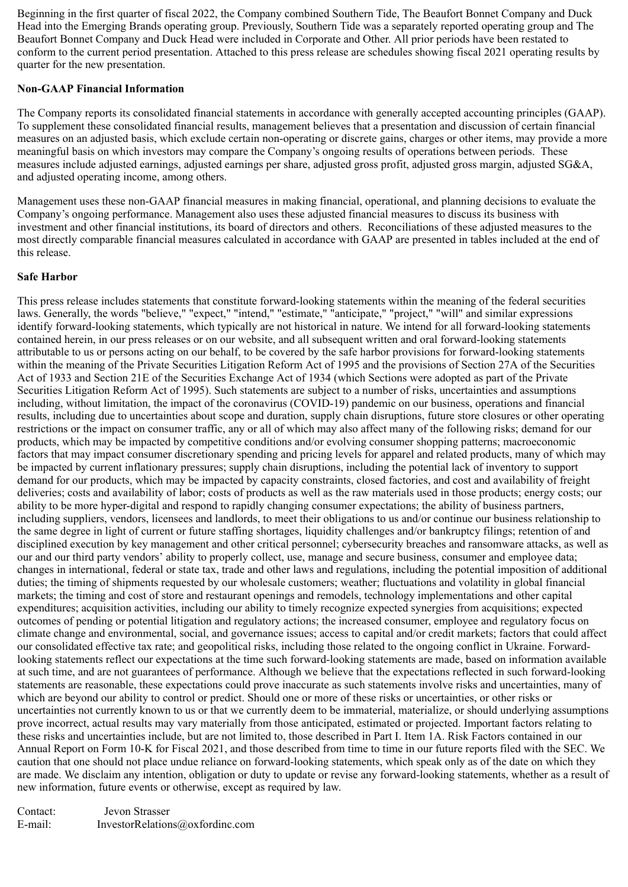Beginning in the first quarter of fiscal 2022, the Company combined Southern Tide, The Beaufort Bonnet Company and Duck Head into the Emerging Brands operating group. Previously, Southern Tide was a separately reported operating group and The Beaufort Bonnet Company and Duck Head were included in Corporate and Other. All prior periods have been restated to conform to the current period presentation. Attached to this press release are schedules showing fiscal 2021 operating results by quarter for the new presentation.

**Non-GAAP Financial Information**

The Company reports its consolidated financial statements in accordance with generally accepted accounting principles (GAAP). To supplement these consolidated financial results, management believes that a presentation and discussion of certain financial measures on an adjusted basis, which exclude certain non-operating or discrete gains, charges or other items, may provide a more meaningful basis on which investors may compare the Company's ongoing results of operations between periods. These measures include adjusted earnings, adjusted earnings per share, adjusted gross profit, adjusted gross margin, adjusted SG&A, and adjusted operating income, among others.

Management uses these non-GAAP financial measures in making financial, operational, and planning decisions to evaluate the Company's ongoing performance. Management also uses these adjusted financial measures to discuss its business with investment and other financial institutions, its board of directors and others. Reconciliations of these adjusted measures to the most directly comparable financial measures calculated in accordance with GAAP are presented in tables included at the end of this release.

**Safe Harbor**

This press release includes statements that constitute forward-looking statements within the meaning of the federal securities laws. Generally, the words "believe," "expect," "intend," "estimate," "anticipate," "project," "will" and similar expressions identify forward-looking statements, which typically are not historical in nature. We intend for all forward-looking statements contained herein, in our press releases or on our website, and all subsequent written and oral forward-looking statements attributable to us or persons acting on our behalf, to be covered by the safe harbor provisions for forward-looking statements within the meaning of the Private Securities Litigation Reform Act of 1995 and the provisions of Section 27A of the Securities Act of 1933 and Section 21E of the Securities Exchange Act of 1934 (which Sections were adopted as part of the Private Securities Litigation Reform Act of 1995). Such statements are subject to a number of risks, uncertainties and assumptions including, without limitation, the impact of the coronavirus (COVID-19) pandemic on our business, operations and financial results, including due to uncertainties about scope and duration, supply chain disruptions, future store closures or other operating restrictions or the impact on consumer traffic, any or all of which may also affect many of the following risks; demand for our products, which may be impacted by competitive conditions and/or evolving consumer shopping patterns; macroeconomic factors that may impact consumer discretionary spending and pricing levels for apparel and related products, many of which may be impacted by current inflationary pressures; supply chain disruptions, including the potential lack of inventory to support demand for our products, which may be impacted by capacity constraints, closed factories, and cost and availability of freight deliveries; costs and availability of labor; costs of products as well as the raw materials used in those products; energy costs; our ability to be more hyper-digital and respond to rapidly changing consumer expectations; the ability of business partners, including suppliers, vendors, licensees and landlords, to meet their obligations to us and/or continue our business relationship to the same degree in light of current or future staffing shortages, liquidity challenges and/or bankruptcy filings; retention of and disciplined execution by key management and other critical personnel; cybersecurity breaches and ransomware attacks, as well as our and our third party vendors' ability to properly collect, use, manage and secure business, consumer and employee data; changes in international, federal or state tax, trade and other laws and regulations, including the potential imposition of additional duties; the timing of shipments requested by our wholesale customers; weather; fluctuations and volatility in global financial markets; the timing and cost of store and restaurant openings and remodels, technology implementations and other capital expenditures; acquisition activities, including our ability to timely recognize expected synergies from acquisitions; expected outcomes of pending or potential litigation and regulatory actions; the increased consumer, employee and regulatory focus on climate change and environmental, social, and governance issues; access to capital and/or credit markets; factors that could affect our consolidated effective tax rate; and geopolitical risks, including those related to the ongoing conflict in Ukraine. Forward-looking statements reflect our expectations at the time such forward-looking statements are made, based on information available at such time, and are not guarantees of performance. Although we believe that the expectations reflected in such forward-looking statements are reasonable, these expectations could prove inaccurate as such statements involve risks and uncertainties, many of which are beyond our ability to control or predict. Should one or more of these risks or uncertainties, or other risks or uncertainties not currently known to us or that we currently deem to be immaterial, materialize, or should underlying assumptions prove incorrect, actual results may vary materially from those anticipated, estimated or projected. Important factors relating to these risks and uncertainties include, but are not limited to, those described in Part I. Item 1A. Risk Factors contained in our Annual Report on Form 10-K for Fiscal 2021, and those described from time to time in our future reports filed with the SEC. We caution that one should not place undue reliance on forward-looking statements, which speak only as of the date on which they are made. We disclaim any intention, obligation or duty to update or revise any forward-looking statements, whether as a result of new information, future events or otherwise, except as required by law.

Contact: Jevon Strasser
E-mail: InvestorRelations@oxfordinc.com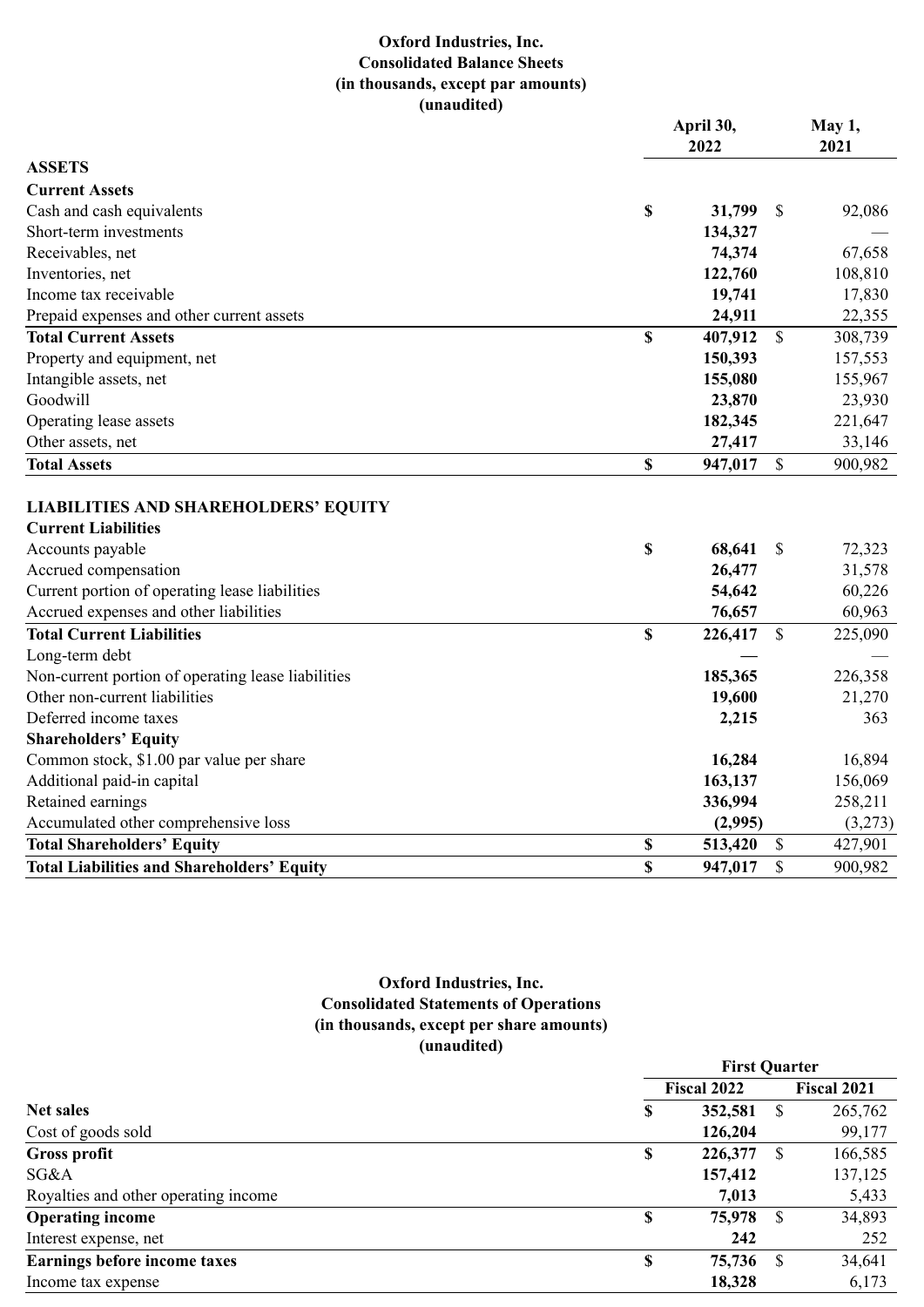**Oxford Industries, Inc.**
**Consolidated Balance Sheets**
**(in thousands, except par amounts)**
**(unaudited)**

| | April 30, 2022 | May 1, 2021 |
|---|---|---|
| **ASSETS** | | |
| **Current Assets** | | |
| Cash and cash equivalents | $ 31,799 | $ 92,086 |
| Short-term investments | 134,327 | — |
| Receivables, net | 74,374 | 67,658 |
| Inventories, net | 122,760 | 108,810 |
| Income tax receivable | 19,741 | 17,830 |
| Prepaid expenses and other current assets | 24,911 | 22,355 |
| **Total Current Assets** | $ 407,912 | $ 308,739 |
| Property and equipment, net | 150,393 | 157,553 |
| Intangible assets, net | 155,080 | 155,967 |
| Goodwill | 23,870 | 23,930 |
| Operating lease assets | 182,345 | 221,647 |
| Other assets, net | 27,417 | 33,146 |
| **Total Assets** | $ 947,017 | $ 900,982 |
| | | |
| **LIABILITIES AND SHAREHOLDERS' EQUITY** | | |
| **Current Liabilities** | | |
| Accounts payable | $ 68,641 | $ 72,323 |
| Accrued compensation | 26,477 | 31,578 |
| Current portion of operating lease liabilities | 54,642 | 60,226 |
| Accrued expenses and other liabilities | 76,657 | 60,963 |
| **Total Current Liabilities** | $ 226,417 | $ 225,090 |
| Long-term debt | — | — |
| Non-current portion of operating lease liabilities | 185,365 | 226,358 |
| Other non-current liabilities | 19,600 | 21,270 |
| Deferred income taxes | 2,215 | 363 |
| **Shareholders' Equity** | | |
| Common stock, $1.00 par value per share | 16,284 | 16,894 |
| Additional paid-in capital | 163,137 | 156,069 |
| Retained earnings | 336,994 | 258,211 |
| Accumulated other comprehensive loss | (2,995) | (3,273) |
| **Total Shareholders' Equity** | $ 513,420 | $ 427,901 |
| **Total Liabilities and Shareholders' Equity** | $ 947,017 | $ 900,982 |

**Oxford Industries, Inc.**
**Consolidated Statements of Operations**
**(in thousands, except per share amounts)**
**(unaudited)**

| | First Quarter | |
|---|---|---|
| | Fiscal 2022 | Fiscal 2021 |
| **Net sales** | $ 352,581 | $ 265,762 |
| Cost of goods sold | 126,204 | 99,177 |
| **Gross profit** | $ 226,377 | $ 166,585 |
| SG&A | 157,412 | 137,125 |
| Royalties and other operating income | 7,013 | 5,433 |
| **Operating income** | $ 75,978 | $ 34,893 |
| Interest expense, net | 242 | 252 |
| **Earnings before income taxes** | $ 75,736 | $ 34,641 |
| Income tax expense | 18,328 | 6,173 |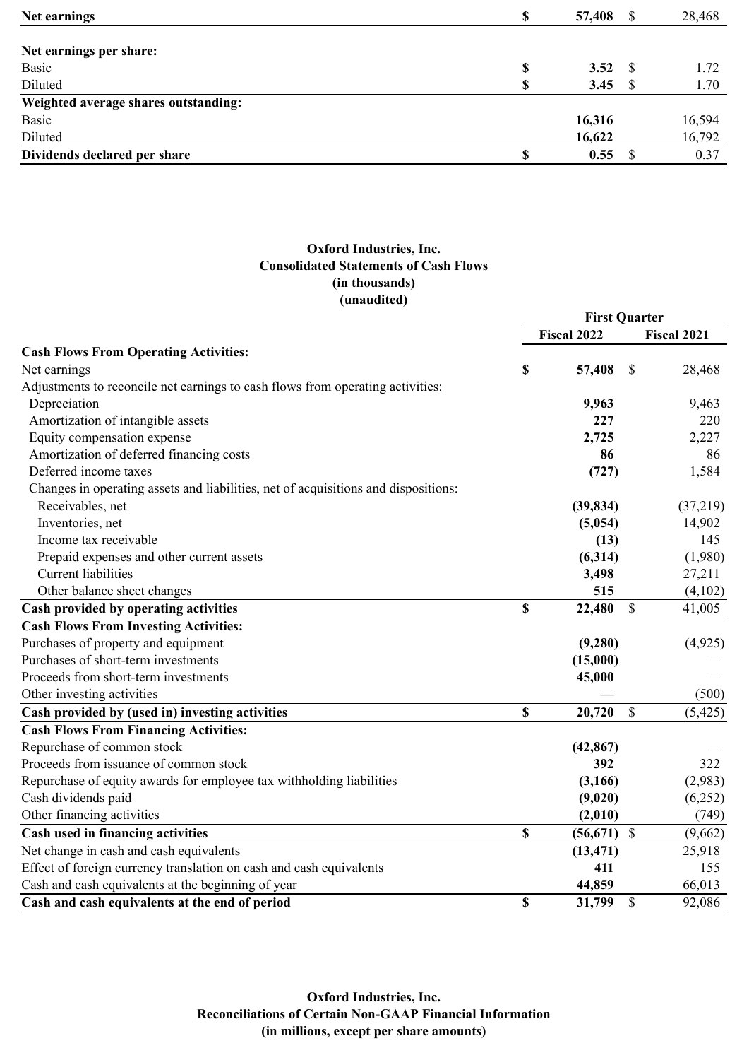| | | |
|---|---|---|
| **Net earnings** | **$ 57,408** | $ 28,468 |
| | | |
| **Net earnings per share:** | | |
| Basic | **$ 3.52** | $ 1.72 |
| Diluted | **$ 3.45** | $ 1.70 |
| **Weighted average shares outstanding:** | | |
| Basic | **16,316** | 16,594 |
| Diluted | **16,622** | 16,792 |
| **Dividends declared per share** | **$ 0.55** | $ 0.37 |

**Oxford Industries, Inc.**
**Consolidated Statements of Cash Flows**
**(in thousands)**
**(unaudited)**

| | First Quarter | |
|---|---|---|
| | Fiscal 2022 | Fiscal 2021 |
| **Cash Flows From Operating Activities:** | | |
| Net earnings | **$ 57,408** | $ 28,468 |
| Adjustments to reconcile net earnings to cash flows from operating activities: | | |
| Depreciation | **9,963** | 9,463 |
| Amortization of intangible assets | **227** | 220 |
| Equity compensation expense | **2,725** | 2,227 |
| Amortization of deferred financing costs | **86** | 86 |
| Deferred income taxes | **(727)** | 1,584 |
| Changes in operating assets and liabilities, net of acquisitions and dispositions: | | |
| Receivables, net | **(39,834)** | (37,219) |
| Inventories, net | **(5,054)** | 14,902 |
| Income tax receivable | **(13)** | 145 |
| Prepaid expenses and other current assets | **(6,314)** | (1,980) |
| Current liabilities | **3,498** | 27,211 |
| Other balance sheet changes | **515** | (4,102) |
| **Cash provided by operating activities** | **$ 22,480** | $ 41,005 |
| **Cash Flows From Investing Activities:** | | |
| Purchases of property and equipment | **(9,280)** | (4,925) |
| Purchases of short-term investments | **(15,000)** | — |
| Proceeds from short-term investments | **45,000** | — |
| Other investing activities | **—** | (500) |
| **Cash provided by (used in) investing activities** | **$ 20,720** | $ (5,425) |
| **Cash Flows From Financing Activities:** | | |
| Repurchase of common stock | **(42,867)** | — |
| Proceeds from issuance of common stock | **392** | 322 |
| Repurchase of equity awards for employee tax withholding liabilities | **(3,166)** | (2,983) |
| Cash dividends paid | **(9,020)** | (6,252) |
| Other financing activities | **(2,010)** | (749) |
| **Cash used in financing activities** | **$ (56,671)** | $ (9,662) |
| Net change in cash and cash equivalents | **(13,471)** | 25,918 |
| Effect of foreign currency translation on cash and cash equivalents | **411** | 155 |
| Cash and cash equivalents at the beginning of year | **44,859** | 66,013 |
| **Cash and cash equivalents at the end of period** | **$ 31,799** | $ 92,086 |

**Oxford Industries, Inc.**
**Reconciliations of Certain Non-GAAP Financial Information**
**(in millions, except per share amounts)**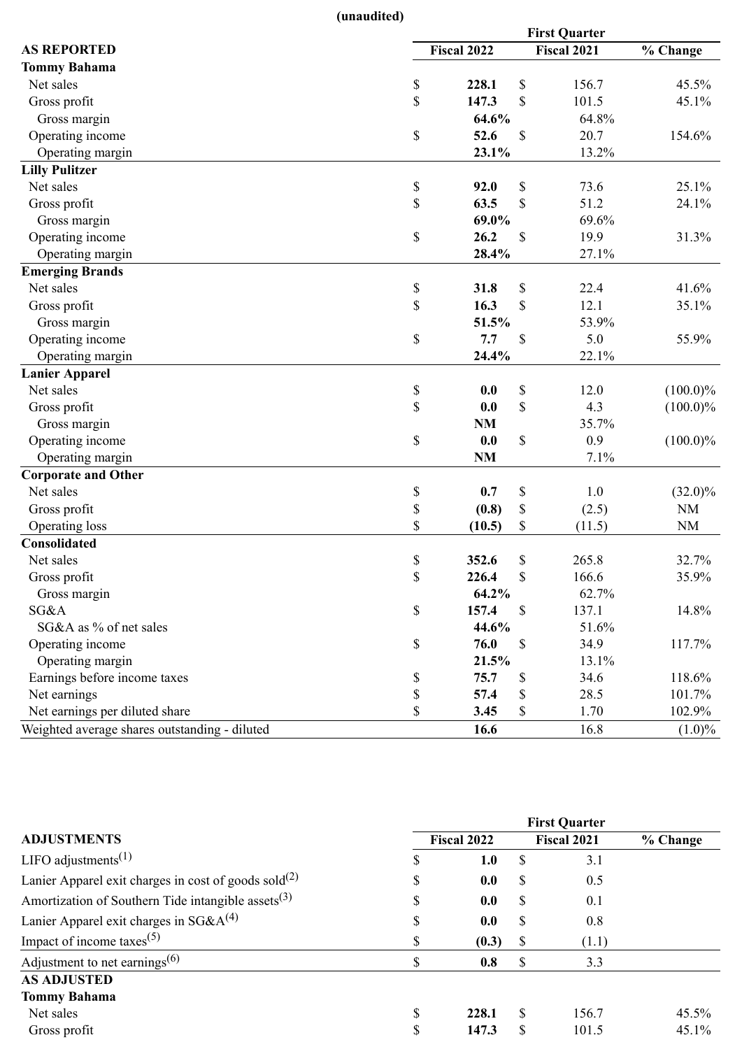(unaudited)

| AS REPORTED | First Quarter | | |
|---|---|---|---|
| | Fiscal 2022 | Fiscal 2021 | % Change |
| **Tommy Bahama** | | | |
| Net sales | $ **228.1** | $ 156.7 | 45.5% |
| Gross profit | $ **147.3** | $ 101.5 | 45.1% |
| Gross margin | **64.6%** | 64.8% | |
| Operating income | $ **52.6** | $ 20.7 | 154.6% |
| Operating margin | **23.1%** | 13.2% | |
| **Lilly Pulitzer** | | | |
| Net sales | $ **92.0** | $ 73.6 | 25.1% |
| Gross profit | $ **63.5** | $ 51.2 | 24.1% |
| Gross margin | **69.0%** | 69.6% | |
| Operating income | $ **26.2** | $ 19.9 | 31.3% |
| Operating margin | **28.4%** | 27.1% | |
| **Emerging Brands** | | | |
| Net sales | $ **31.8** | $ 22.4 | 41.6% |
| Gross profit | $ **16.3** | $ 12.1 | 35.1% |
| Gross margin | **51.5%** | 53.9% | |
| Operating income | $ **7.7** | $ 5.0 | 55.9% |
| Operating margin | **24.4%** | 22.1% | |
| **Lanier Apparel** | | | |
| Net sales | $ **0.0** | $ 12.0 | (100.0)% |
| Gross profit | $ **0.0** | $ 4.3 | (100.0)% |
| Gross margin | **NM** | 35.7% | |
| Operating income | $ **0.0** | $ 0.9 | (100.0)% |
| Operating margin | **NM** | 7.1% | |
| **Corporate and Other** | | | |
| Net sales | $ **0.7** | $ 1.0 | (32.0)% |
| Gross profit | $ **(0.8)** | $ (2.5) | NM |
| Operating loss | $ **(10.5)** | $ (11.5) | NM |
| **Consolidated** | | | |
| Net sales | $ **352.6** | $ 265.8 | 32.7% |
| Gross profit | $ **226.4** | $ 166.6 | 35.9% |
| Gross margin | **64.2%** | 62.7% | |
| SG&A | $ **157.4** | $ 137.1 | 14.8% |
| SG&A as % of net sales | **44.6%** | 51.6% | |
| Operating income | $ **76.0** | $ 34.9 | 117.7% |
| Operating margin | **21.5%** | 13.1% | |
| Earnings before income taxes | $ **75.7** | $ 34.6 | 118.6% |
| Net earnings | $ **57.4** | $ 28.5 | 101.7% |
| Net earnings per diluted share | $ **3.45** | $ 1.70 | 102.9% |
| Weighted average shares outstanding - diluted | **16.6** | 16.8 | (1.0)% |

| ADJUSTMENTS | First Quarter | | |
|---|---|---|---|
| | Fiscal 2022 | Fiscal 2021 | % Change |
| LIFO adjustments(1) | $ **1.0** | $ 3.1 | |
| Lanier Apparel exit charges in cost of goods sold(2) | $ **0.0** | $ 0.5 | |
| Amortization of Southern Tide intangible assets(3) | $ **0.0** | $ 0.1 | |
| Lanier Apparel exit charges in SG&A(4) | $ **0.0** | $ 0.8 | |
| Impact of income taxes(5) | $ **(0.3)** | $ (1.1) | |
| Adjustment to net earnings(6) | $ **0.8** | $ 3.3 | |
| **AS ADJUSTED** | | | |
| **Tommy Bahama** | | | |
| Net sales | $ **228.1** | $ 156.7 | 45.5% |
| Gross profit | $ **147.3** | $ 101.5 | 45.1% |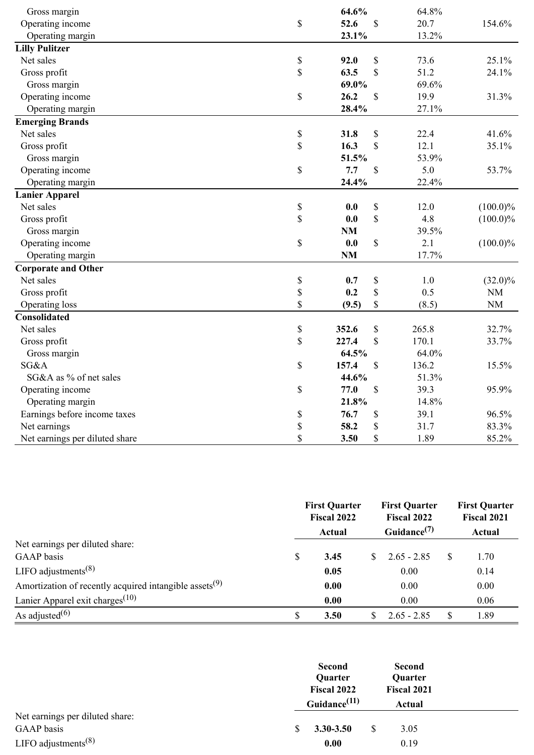| | | | |
|---|---|---|---|
| Gross margin | **64.6%** | 64.8% | |
| Operating income | $ **52.6** | $ 20.7 | 154.6% |
| Operating margin | **23.1%** | 13.2% | |
| **Lilly Pulitzer** | | | |
| Net sales | $ **92.0** | $ 73.6 | 25.1% |
| Gross profit | $ **63.5** | $ 51.2 | 24.1% |
| Gross margin | **69.0%** | 69.6% | |
| Operating income | $ **26.2** | $ 19.9 | 31.3% |
| Operating margin | **28.4%** | 27.1% | |
| **Emerging Brands** | | | |
| Net sales | $ **31.8** | $ 22.4 | 41.6% |
| Gross profit | $ **16.3** | $ 12.1 | 35.1% |
| Gross margin | **51.5%** | 53.9% | |
| Operating income | $ **7.7** | $ 5.0 | 53.7% |
| Operating margin | **24.4%** | 22.4% | |
| **Lanier Apparel** | | | |
| Net sales | $ **0.0** | $ 12.0 | (100.0)% |
| Gross profit | $ **0.0** | $ 4.8 | (100.0)% |
| Gross margin | **NM** | 39.5% | |
| Operating income | $ **0.0** | $ 2.1 | (100.0)% |
| Operating margin | **NM** | 17.7% | |
| **Corporate and Other** | | | |
| Net sales | $ **0.7** | $ 1.0 | (32.0)% |
| Gross profit | $ **0.2** | $ 0.5 | NM |
| Operating loss | $ **(9.5)** | $ (8.5) | NM |
| **Consolidated** | | | |
| Net sales | $ **352.6** | $ 265.8 | 32.7% |
| Gross profit | $ **227.4** | $ 170.1 | 33.7% |
| Gross margin | **64.5%** | 64.0% | |
| SG&A | $ **157.4** | $ 136.2 | 15.5% |
| SG&A as % of net sales | **44.6%** | 51.3% | |
| Operating income | $ **77.0** | $ 39.3 | 95.9% |
| Operating margin | **21.8%** | 14.8% | |
| Earnings before income taxes | $ **76.7** | $ 39.1 | 96.5% |
| Net earnings | $ **58.2** | $ 31.7 | 83.3% |
| Net earnings per diluted share | $ **3.50** | $ 1.89 | 85.2% |

| | **First Quarter Fiscal 2022 Actual** | **First Quarter Fiscal 2022 Guidance[7]** | **First Quarter Fiscal 2021 Actual** |
|---|---|---|---|
| Net earnings per diluted share: | | | |
| GAAP basis | $ **3.45** | $ 2.65 - 2.85 | $ 1.70 |
| LIFO adjustments[8] | **0.05** | 0.00 | 0.14 |
| Amortization of recently acquired intangible assets[9] | **0.00** | 0.00 | 0.00 |
| Lanier Apparel exit charges[10] | **0.00** | 0.00 | 0.06 |
| As adjusted[6] | $ **3.50** | $ 2.65 - 2.85 | $ 1.89 |

| | **Second Quarter Fiscal 2022 Guidance[11]** | **Second Quarter Fiscal 2021 Actual** |
|---|---|---|
| Net earnings per diluted share: | | |
| GAAP basis | $ **3.30-3.50** | $ 3.05 |
| LIFO adjustments[8] | **0.00** | 0.19 |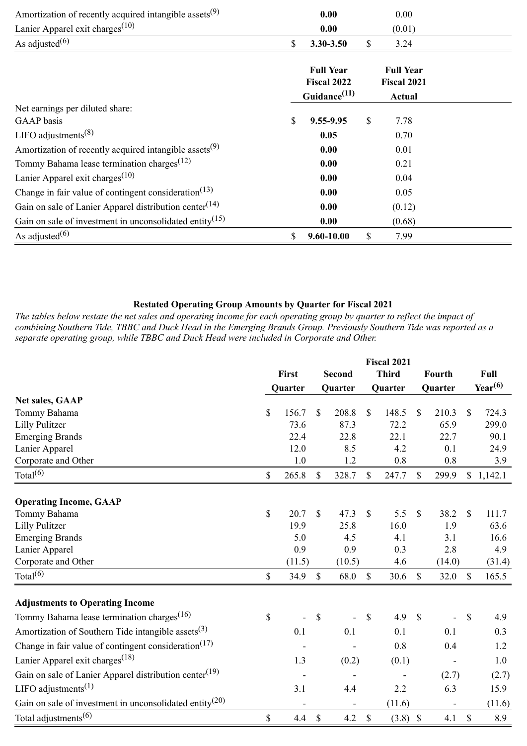| | | |
|---|---|---|
| Amortization of recently acquired intangible assets[9] | **0.00** | 0.00 |
| Lanier Apparel exit charges[10] | **0.00** | (0.01) |
| As adjusted[6] | **$ 3.30-3.50** | $ 3.24 |

| | Full Year Fiscal 2022 Guidance[11] | Full Year Fiscal 2021 Actual |
|---|---|---|
| Net earnings per diluted share: | | |
| GAAP basis | **$ 9.55-9.95** | $ 7.78 |
| LIFO adjustments[8] | **0.05** | 0.70 |
| Amortization of recently acquired intangible assets[9] | **0.00** | 0.01 |
| Tommy Bahama lease termination charges[12] | **0.00** | 0.21 |
| Lanier Apparel exit charges[10] | **0.00** | 0.04 |
| Change in fair value of contingent consideration[13] | **0.00** | 0.05 |
| Gain on sale of Lanier Apparel distribution center[14] | **0.00** | (0.12) |
| Gain on sale of investment in unconsolidated entity[15] | **0.00** | (0.68) |
| As adjusted[6] | **$ 9.60-10.00** | $ 7.99 |

**Restated Operating Group Amounts by Quarter for Fiscal 2021**

*The tables below restate the net sales and operating income for each operating group by quarter to reflect the impact of combining Southern Tide, TBBC and Duck Head in the Emerging Brands Group. Previously Southern Tide was reported as a separate operating group, while TBBC and Duck Head were included in Corporate and Other.*

| | Fiscal 2021 | | | | |
|---|---|---|---|---|---|
| | First Quarter | Second Quarter | Third Quarter | Fourth Quarter | Full Year[6] |
| **Net sales, GAAP** | | | | | |
| Tommy Bahama | $ 156.7 | $ 208.8 | $ 148.5 | $ 210.3 | $ 724.3 |
| Lilly Pulitzer | 73.6 | 87.3 | 72.2 | 65.9 | 299.0 |
| Emerging Brands | 22.4 | 22.8 | 22.1 | 22.7 | 90.1 |
| Lanier Apparel | 12.0 | 8.5 | 4.2 | 0.1 | 24.9 |
| Corporate and Other | 1.0 | 1.2 | 0.8 | 0.8 | 3.9 |
| Total[6] | $ 265.8 | $ 328.7 | $ 247.7 | $ 299.9 | $ 1,142.1 |
| **Operating Income, GAAP** | | | | | |
| Tommy Bahama | $ 20.7 | $ 47.3 | $ 5.5 | $ 38.2 | $ 111.7 |
| Lilly Pulitzer | 19.9 | 25.8 | 16.0 | 1.9 | 63.6 |
| Emerging Brands | 5.0 | 4.5 | 4.1 | 3.1 | 16.6 |
| Lanier Apparel | 0.9 | 0.9 | 0.3 | 2.8 | 4.9 |
| Corporate and Other | (11.5) | (10.5) | 4.6 | (14.0) | (31.4) |
| Total[6] | $ 34.9 | $ 68.0 | $ 30.6 | $ 32.0 | $ 165.5 |
| **Adjustments to Operating Income** | | | | | |
| Tommy Bahama lease termination charges[16] | $ - | $ - | $ 4.9 | $ - | $ 4.9 |
| Amortization of Southern Tide intangible assets[3] | 0.1 | 0.1 | 0.1 | 0.1 | 0.3 |
| Change in fair value of contingent consideration[17] | - | - | 0.8 | 0.4 | 1.2 |
| Lanier Apparel exit charges[18] | 1.3 | (0.2) | (0.1) | - | 1.0 |
| Gain on sale of Lanier Apparel distribution center[19] | - | - | - | (2.7) | (2.7) |
| LIFO adjustments[1] | 3.1 | 4.4 | 2.2 | 6.3 | 15.9 |
| Gain on sale of investment in unconsolidated entity[20] | - | - | (11.6) | - | (11.6) |
| Total adjustments[6] | $ 4.4 | $ 4.2 | $ (3.8) | $ 4.1 | $ 8.9 |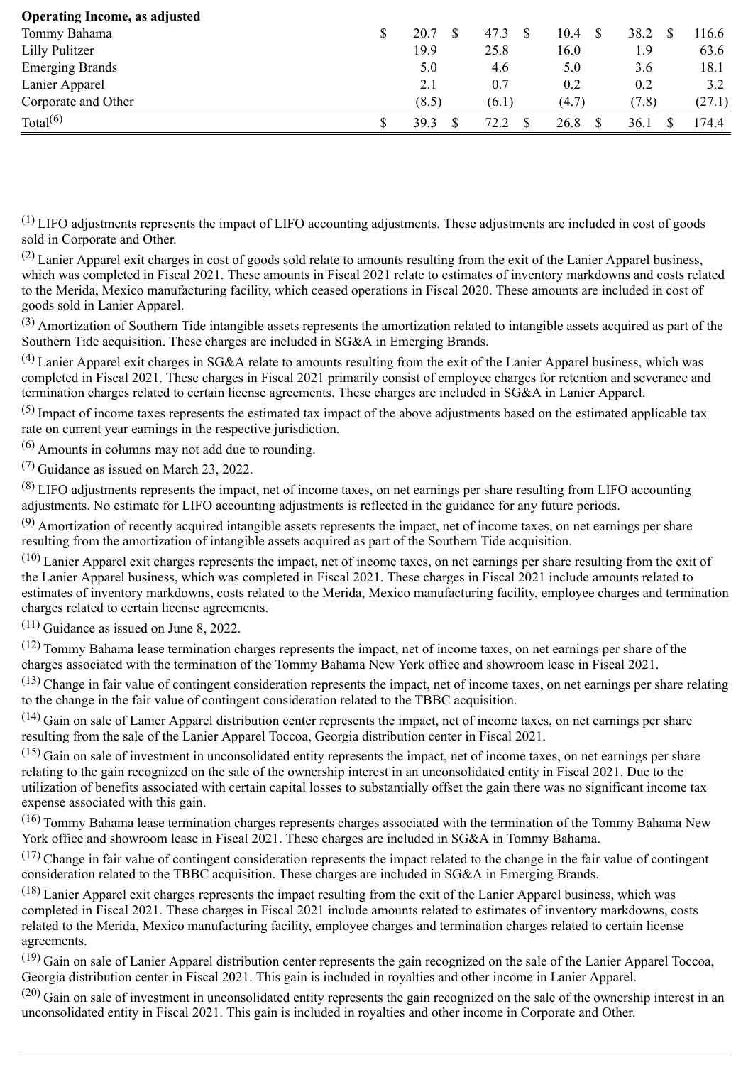| **Operating Income, as adjusted** | | | | | |
|---|---|---|---|---|---|
| Tommy Bahama | $ 20.7 | $ 47.3 | $ 10.4 | $ 38.2 | $ 116.6 |
| Lilly Pulitzer | 19.9 | 25.8 | 16.0 | 1.9 | 63.6 |
| Emerging Brands | 5.0 | 4.6 | 5.0 | 3.6 | 18.1 |
| Lanier Apparel | 2.1 | 0.7 | 0.2 | 0.2 | 3.2 |
| Corporate and Other | (8.5) | (6.1) | (4.7) | (7.8) | (27.1) |
| Total[6] | $ 39.3 | $ 72.2 | $ 26.8 | $ 36.1 | $ 174.4 |

[1] LIFO adjustments represents the impact of LIFO accounting adjustments. These adjustments are included in cost of goods sold in Corporate and Other.

[2] Lanier Apparel exit charges in cost of goods sold relate to amounts resulting from the exit of the Lanier Apparel business, which was completed in Fiscal 2021. These amounts in Fiscal 2021 relate to estimates of inventory markdowns and costs related to the Merida, Mexico manufacturing facility, which ceased operations in Fiscal 2020. These amounts are included in cost of goods sold in Lanier Apparel.

[3] Amortization of Southern Tide intangible assets represents the amortization related to intangible assets acquired as part of the Southern Tide acquisition. These charges are included in SG&A in Emerging Brands.

[4] Lanier Apparel exit charges in SG&A relate to amounts resulting from the exit of the Lanier Apparel business, which was completed in Fiscal 2021. These charges in Fiscal 2021 primarily consist of employee charges for retention and severance and termination charges related to certain license agreements. These charges are included in SG&A in Lanier Apparel.

[5] Impact of income taxes represents the estimated tax impact of the above adjustments based on the estimated applicable tax rate on current year earnings in the respective jurisdiction.

[6] Amounts in columns may not add due to rounding.

[7] Guidance as issued on March 23, 2022.

[8] LIFO adjustments represents the impact, net of income taxes, on net earnings per share resulting from LIFO accounting adjustments. No estimate for LIFO accounting adjustments is reflected in the guidance for any future periods.

[9] Amortization of recently acquired intangible assets represents the impact, net of income taxes, on net earnings per share resulting from the amortization of intangible assets acquired as part of the Southern Tide acquisition.

[10] Lanier Apparel exit charges represents the impact, net of income taxes, on net earnings per share resulting from the exit of the Lanier Apparel business, which was completed in Fiscal 2021. These charges in Fiscal 2021 include amounts related to estimates of inventory markdowns, costs related to the Merida, Mexico manufacturing facility, employee charges and termination charges related to certain license agreements.

[11] Guidance as issued on June 8, 2022.

[12] Tommy Bahama lease termination charges represents the impact, net of income taxes, on net earnings per share of the charges associated with the termination of the Tommy Bahama New York office and showroom lease in Fiscal 2021.

[13] Change in fair value of contingent consideration represents the impact, net of income taxes, on net earnings per share relating to the change in the fair value of contingent consideration related to the TBBC acquisition.

[14] Gain on sale of Lanier Apparel distribution center represents the impact, net of income taxes, on net earnings per share resulting from the sale of the Lanier Apparel Toccoa, Georgia distribution center in Fiscal 2021.

[15] Gain on sale of investment in unconsolidated entity represents the impact, net of income taxes, on net earnings per share relating to the gain recognized on the sale of the ownership interest in an unconsolidated entity in Fiscal 2021. Due to the utilization of benefits associated with certain capital losses to substantially offset the gain there was no significant income tax expense associated with this gain.

[16] Tommy Bahama lease termination charges represents charges associated with the termination of the Tommy Bahama New York office and showroom lease in Fiscal 2021. These charges are included in SG&A in Tommy Bahama.

[17] Change in fair value of contingent consideration represents the impact related to the change in the fair value of contingent consideration related to the TBBC acquisition. These charges are included in SG&A in Emerging Brands.

[18] Lanier Apparel exit charges represents the impact resulting from the exit of the Lanier Apparel business, which was completed in Fiscal 2021. These charges in Fiscal 2021 include amounts related to estimates of inventory markdowns, costs related to the Merida, Mexico manufacturing facility, employee charges and termination charges related to certain license agreements.

[19] Gain on sale of Lanier Apparel distribution center represents the gain recognized on the sale of the Lanier Apparel Toccoa, Georgia distribution center in Fiscal 2021. This gain is included in royalties and other income in Lanier Apparel.

[20] Gain on sale of investment in unconsolidated entity represents the gain recognized on the sale of the ownership interest in an unconsolidated entity in Fiscal 2021. This gain is included in royalties and other income in Corporate and Other.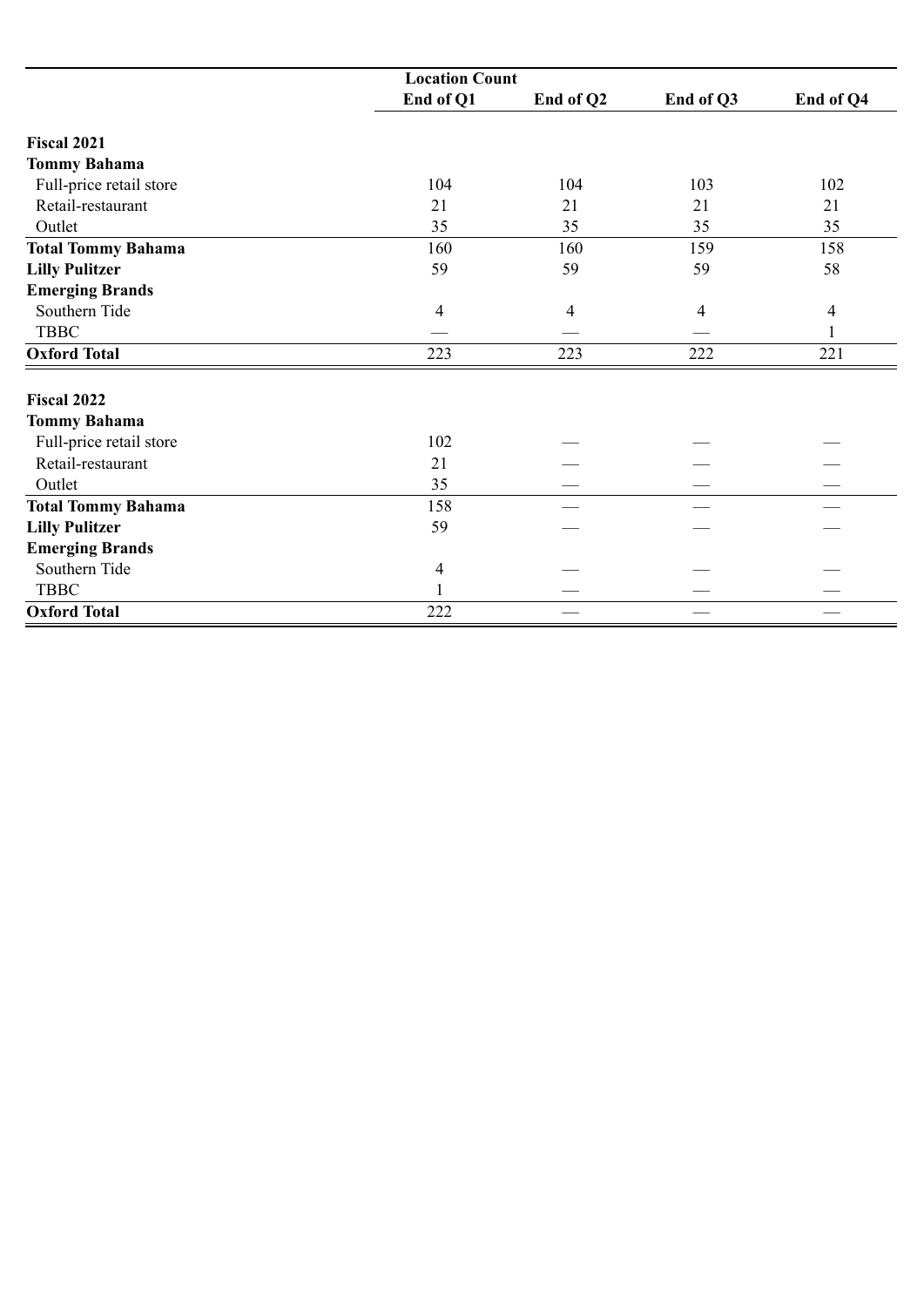| | Location Count | | | |
|---|---|---|---|---|
| | End of Q1 | End of Q2 | End of Q3 | End of Q4 |
| **Fiscal 2021** | | | | |
| **Tommy Bahama** | | | | |
| Full-price retail store | 104 | 104 | 103 | 102 |
| Retail-restaurant | 21 | 21 | 21 | 21 |
| Outlet | 35 | 35 | 35 | 35 |
| **Total Tommy Bahama** | 160 | 160 | 159 | 158 |
| **Lilly Pulitzer** | 59 | 59 | 59 | 58 |
| **Emerging Brands** | | | | |
| Southern Tide | 4 | 4 | 4 | 4 |
| TBBC | — | — | — | 1 |
| **Oxford Total** | 223 | 223 | 222 | 221 |
| | | | | |
| **Fiscal 2022** | | | | |
| **Tommy Bahama** | | | | |
| Full-price retail store | 102 | — | — | — |
| Retail-restaurant | 21 | — | — | — |
| Outlet | 35 | — | — | — |
| **Total Tommy Bahama** | 158 | — | — | — |
| **Lilly Pulitzer** | 59 | — | — | — |
| **Emerging Brands** | | | | |
| Southern Tide | 4 | — | — | — |
| TBBC | 1 | — | — | — |
| **Oxford Total** | 222 | — | — | — |